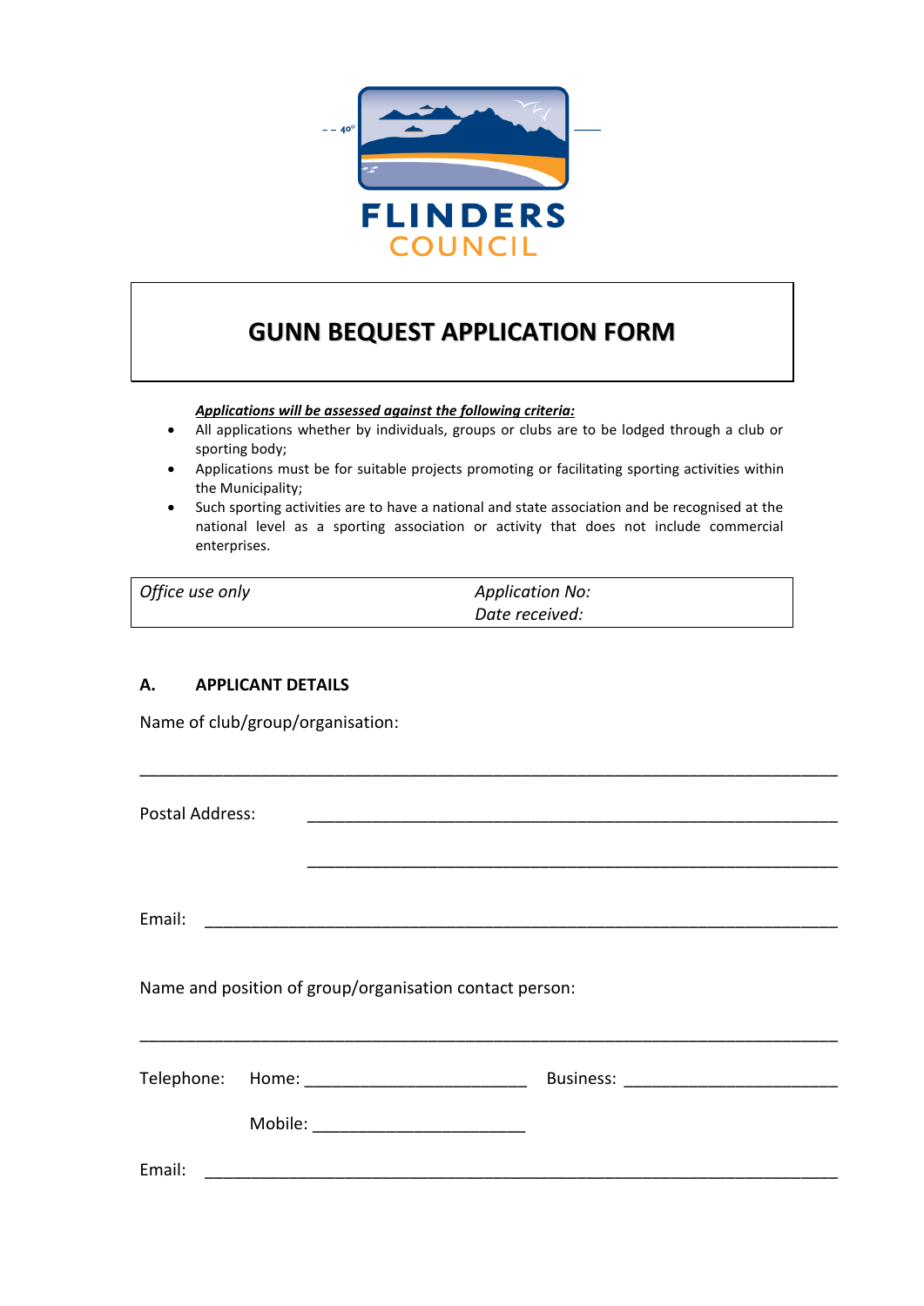FLINDERS COUNCIL

# GUNN BEQUEST APPLICATION FORM

***Applications will be assessed against the following criteria:***

- All applications whether by individuals, groups or clubs are to be lodged through a club or sporting body;
- Applications must be for suitable projects promoting or facilitating sporting activities within the Municipality;
- Such sporting activities are to have a national and state association and be recognised at the national level as a sporting association or activity that does not include commercial enterprises.

| *Office use only* | *Application No:*<br>*Date received:* |
|---|---|

## A. APPLICANT DETAILS

Name of club/group/organisation:

_______________________________________________________________________

Postal Address: _______________________________________________________

_______________________________________________________

Email: _______________________________________________________________

Name and position of group/organisation contact person:

_______________________________________________________________________

Telephone: Home: ______________________ Business: ______________________

Mobile: ______________________

Email: _______________________________________________________________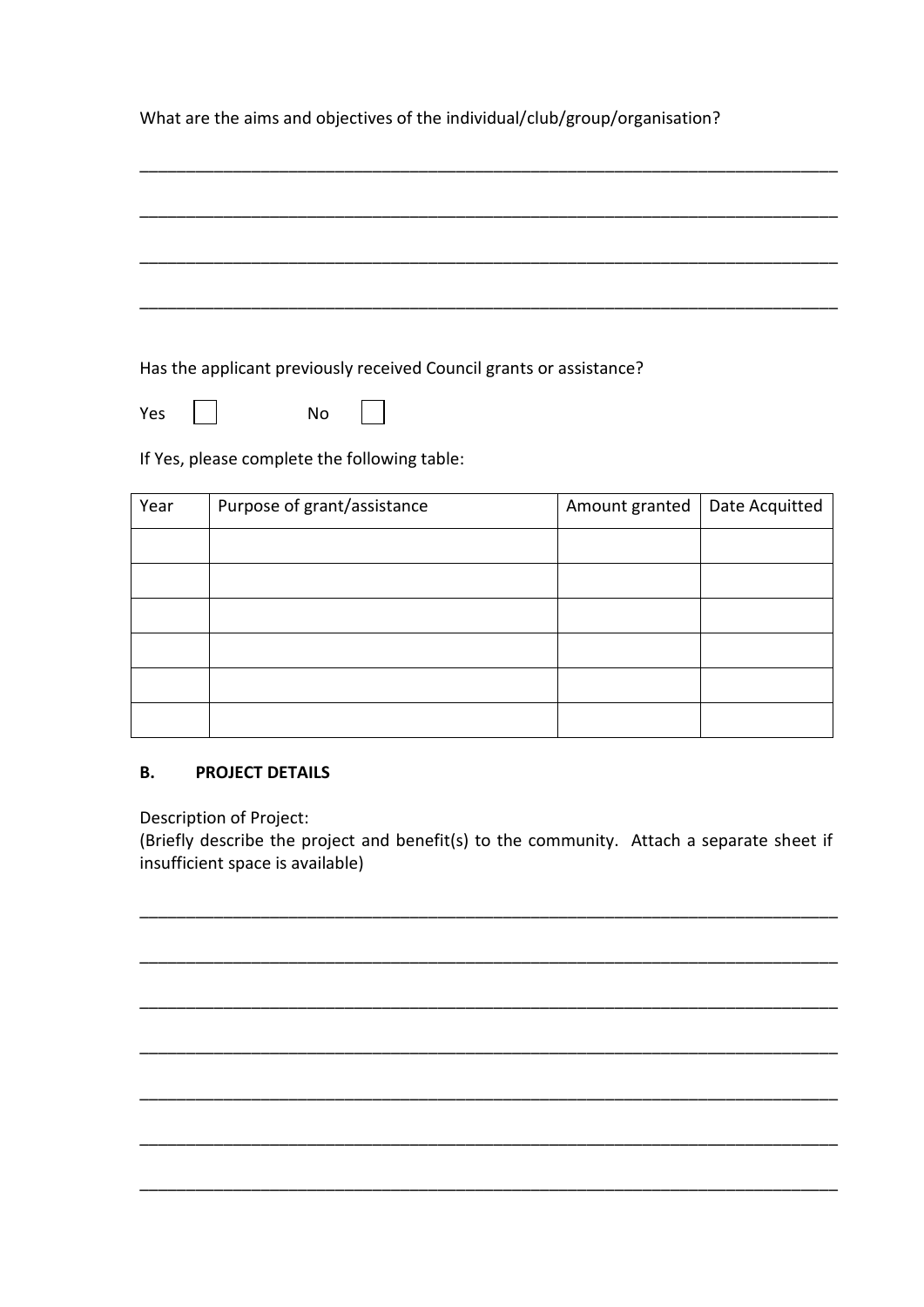What are the aims and objectives of the individual/club/group/organisation?

_______________________________________________________________________________

_______________________________________________________________________________

_______________________________________________________________________________

_______________________________________________________________________________

Has the applicant previously received Council grants or assistance?

Yes ☐ No ☐

If Yes, please complete the following table:

| Year | Purpose of grant/assistance | Amount granted | Date Acquitted |
|---|---|---|---|
| | | | |
| | | | |
| | | | |
| | | | |
| | | | |
| | | | |

**B. PROJECT DETAILS**

Description of Project:
(Briefly describe the project and benefit(s) to the community. Attach a separate sheet if insufficient space is available)

_______________________________________________________________________________

_______________________________________________________________________________

_______________________________________________________________________________

_______________________________________________________________________________

_______________________________________________________________________________

_______________________________________________________________________________

_______________________________________________________________________________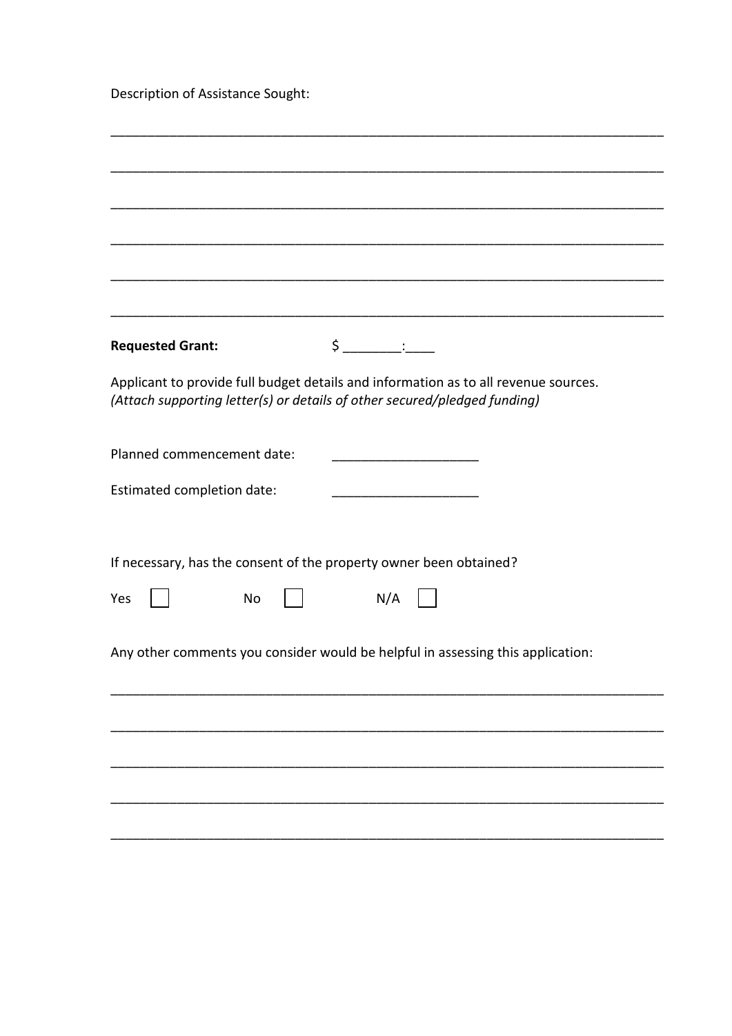Description of Assistance Sought:

_____________________________________________________________________________

_____________________________________________________________________________

_____________________________________________________________________________

_____________________________________________________________________________

_____________________________________________________________________________

_____________________________________________________________________________

**Requested Grant:** $ ________:____

Applicant to provide full budget details and information as to all revenue sources.
*(Attach supporting letter(s) or details of other secured/pledged funding)*

Planned commencement date: ____________________

Estimated completion date: ____________________

If necessary, has the consent of the property owner been obtained?

Yes ☐ No ☐ N/A ☐

Any other comments you consider would be helpful in assessing this application:

_____________________________________________________________________________

_____________________________________________________________________________

_____________________________________________________________________________

_____________________________________________________________________________

_____________________________________________________________________________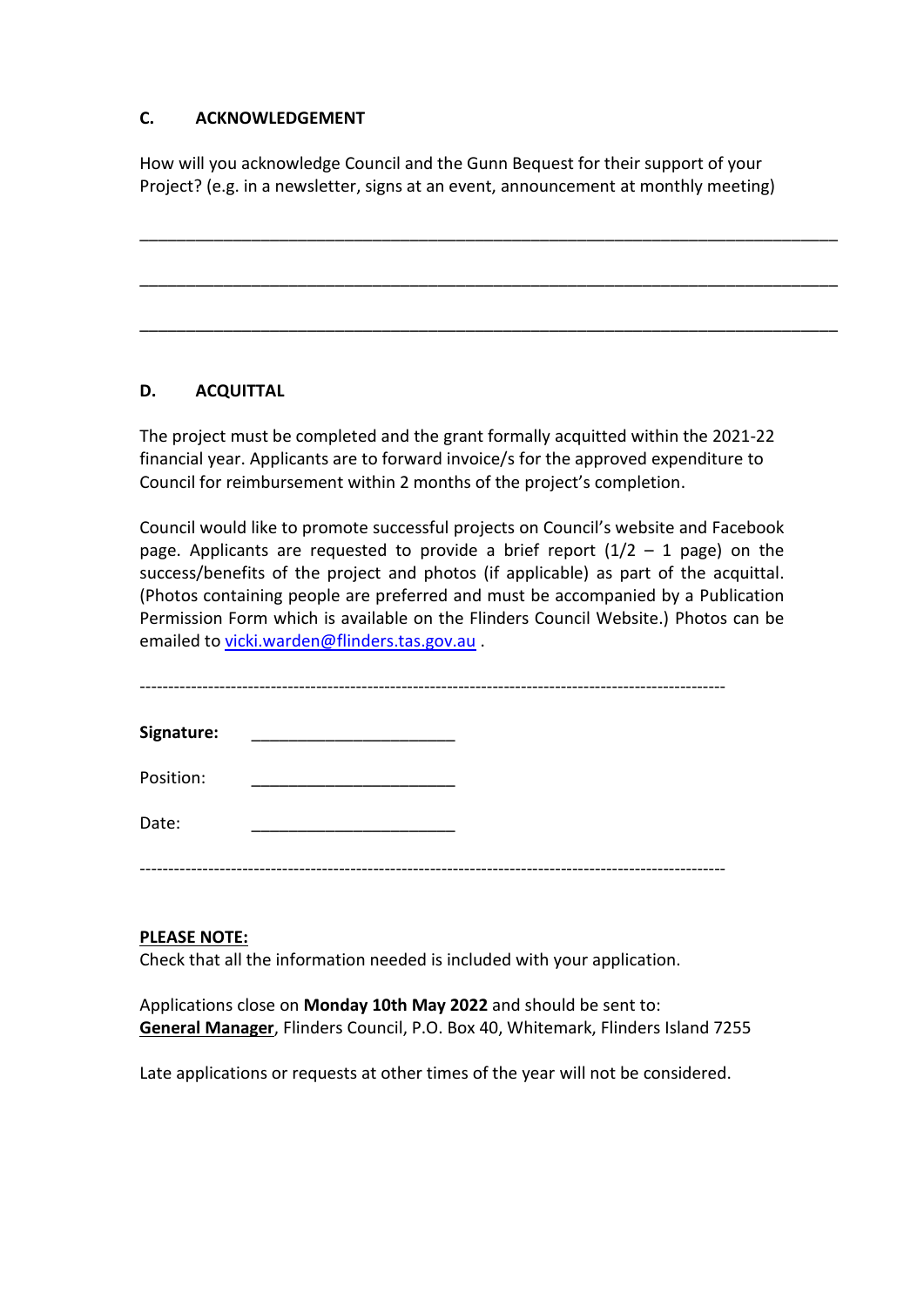## C. ACKNOWLEDGEMENT

How will you acknowledge Council and the Gunn Bequest for their support of your Project? (e.g. in a newsletter, signs at an event, announcement at monthly meeting)

_______________________________________________________________________________

_______________________________________________________________________________

_______________________________________________________________________________

## D. ACQUITTAL

The project must be completed and the grant formally acquitted within the 2021-22 financial year. Applicants are to forward invoice/s for the approved expenditure to Council for reimbursement within 2 months of the project's completion.

Council would like to promote successful projects on Council's website and Facebook page. Applicants are requested to provide a brief report (1/2 – 1 page) on the success/benefits of the project and photos (if applicable) as part of the acquittal. (Photos containing people are preferred and must be accompanied by a Publication Permission Form which is available on the Flinders Council Website.) Photos can be emailed to vicki.warden@flinders.tas.gov.au .

------------------------------------------------------------------------------------------------------

**Signature:** _______________________

Position: _______________________

Date: _______________________

------------------------------------------------------------------------------------------------------

**PLEASE NOTE:**

Check that all the information needed is included with your application.

Applications close on **Monday 10th May 2022** and should be sent to:
**General Manager**, Flinders Council, P.O. Box 40, Whitemark, Flinders Island 7255

Late applications or requests at other times of the year will not be considered.